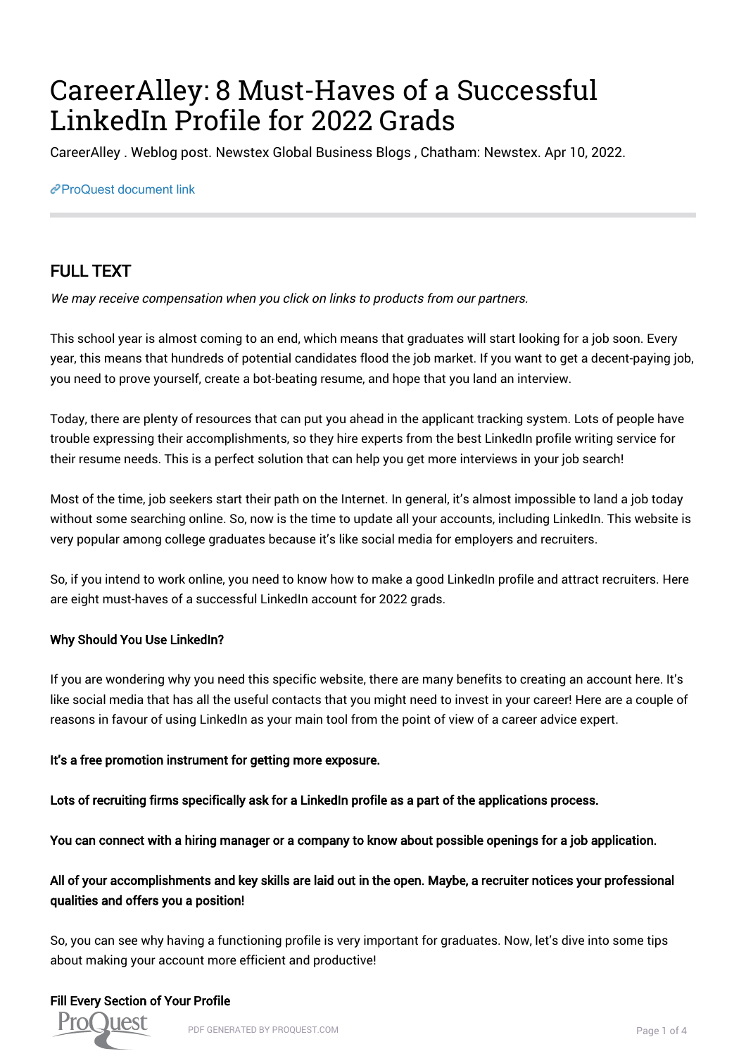# CareerAlley: 8 Must-Haves of a Successful LinkedIn Profile for 2022 Grads

CareerAlley . Weblog post. Newstex Global Business Blogs , Chatham: Newstex. Apr 10, 2022.

ProQuest document link

## FULL TEXT

*We may receive compensation when you click on links to products from our partners.*

This school year is almost coming to an end, which means that graduates will start looking for a job soon. Every year, this means that hundreds of potential candidates flood the job market. If you want to get a decent-paying job, you need to prove yourself, create a bot-beating resume, and hope that you land an interview.

Today, there are plenty of resources that can put you ahead in the applicant tracking system. Lots of people have trouble expressing their accomplishments, so they hire experts from the best LinkedIn profile writing service for their resume needs. This is a perfect solution that can help you get more interviews in your job search!

Most of the time, job seekers start their path on the Internet. In general, it's almost impossible to land a job today without some searching online. So, now is the time to update all your accounts, including LinkedIn. This website is very popular among college graduates because it's like social media for employers and recruiters.

So, if you intend to work online, you need to know how to make a good LinkedIn profile and attract recruiters. Here are eight must-haves of a successful LinkedIn account for 2022 grads.

**Why Should You Use LinkedIn?**

If you are wondering why you need this specific website, there are many benefits to creating an account here. It's like social media that has all the useful contacts that you might need to invest in your career! Here are a couple of reasons in favour of using LinkedIn as your main tool from the point of view of a career advice expert.

**It's a free promotion instrument for getting more exposure.**

**Lots of recruiting firms specifically ask for a LinkedIn profile as a part of the applications process.**

**You can connect with a hiring manager or a company to know about possible openings for a job application.**

**All of your accomplishments and key skills are laid out in the open. Maybe, a recruiter notices your professional qualities and offers you a position!**

So, you can see why having a functioning profile is very important for graduates. Now, let's dive into some tips about making your account more efficient and productive!

**Fill Every Section of Your Profile**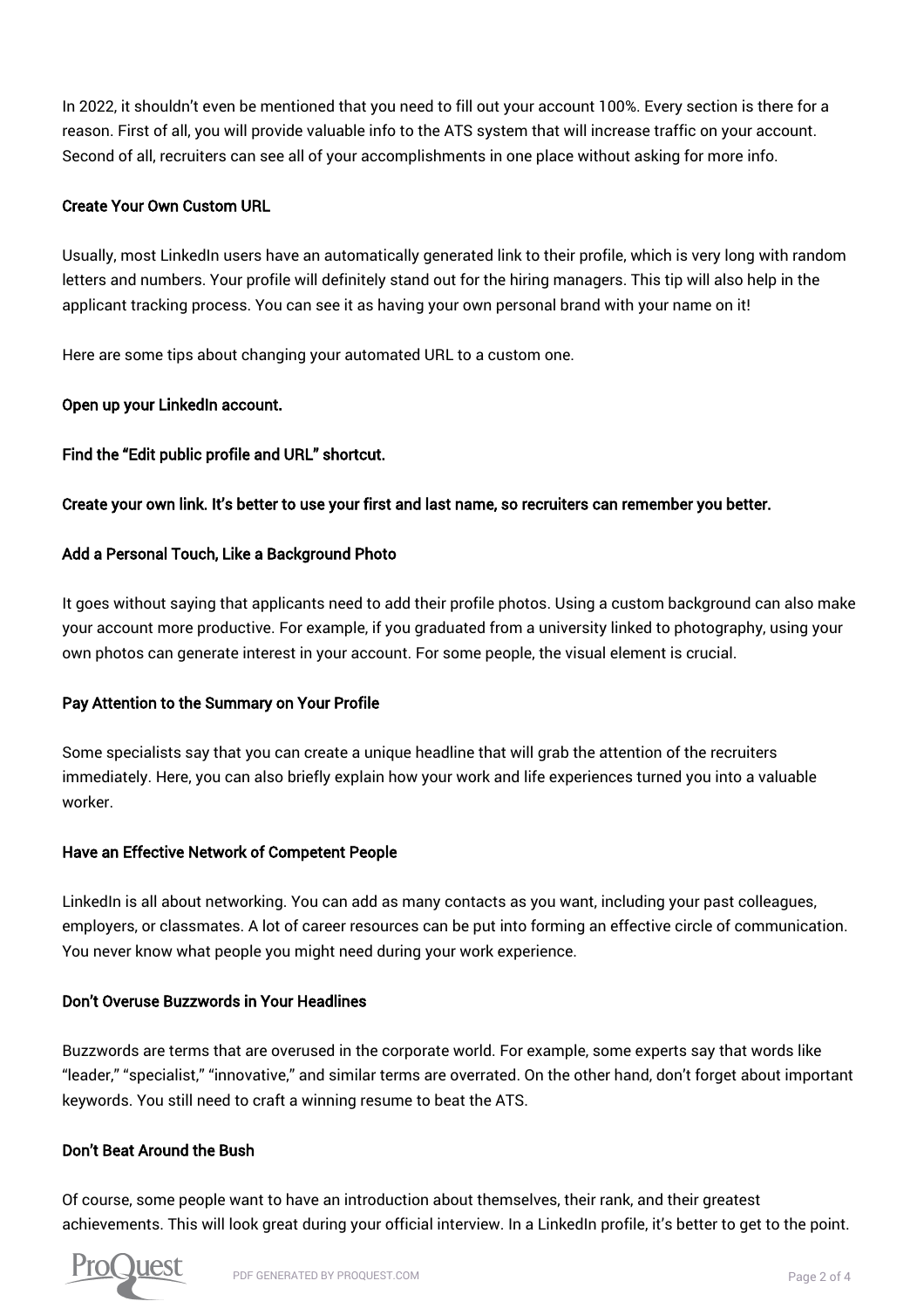In 2022, it shouldn't even be mentioned that you need to fill out your account 100%. Every section is there for a reason. First of all, you will provide valuable info to the ATS system that will increase traffic on your account. Second of all, recruiters can see all of your accomplishments in one place without asking for more info.

### Create Your Own Custom URL

Usually, most LinkedIn users have an automatically generated link to their profile, which is very long with random letters and numbers. Your profile will definitely stand out for the hiring managers. This tip will also help in the applicant tracking process. You can see it as having your own personal brand with your name on it!

Here are some tips about changing your automated URL to a custom one.

**Open up your LinkedIn account.**

**Find the "Edit public profile and URL" shortcut.**

**Create your own link. It's better to use your first and last name, so recruiters can remember you better.**

### Add a Personal Touch, Like a Background Photo

It goes without saying that applicants need to add their profile photos. Using a custom background can also make your account more productive. For example, if you graduated from a university linked to photography, using your own photos can generate interest in your account. For some people, the visual element is crucial.

### Pay Attention to the Summary on Your Profile

Some specialists say that you can create a unique headline that will grab the attention of the recruiters immediately. Here, you can also briefly explain how your work and life experiences turned you into a valuable worker.

### Have an Effective Network of Competent People

LinkedIn is all about networking. You can add as many contacts as you want, including your past colleagues, employers, or classmates. A lot of career resources can be put into forming an effective circle of communication. You never know what people you might need during your work experience.

### Don't Overuse Buzzwords in Your Headlines

Buzzwords are terms that are overused in the corporate world. For example, some experts say that words like "leader," "specialist," "innovative," and similar terms are overrated. On the other hand, don't forget about important keywords. You still need to craft a winning resume to beat the ATS.

### Don't Beat Around the Bush

Of course, some people want to have an introduction about themselves, their rank, and their greatest achievements. This will look great during your official interview. In a LinkedIn profile, it's better to get to the point.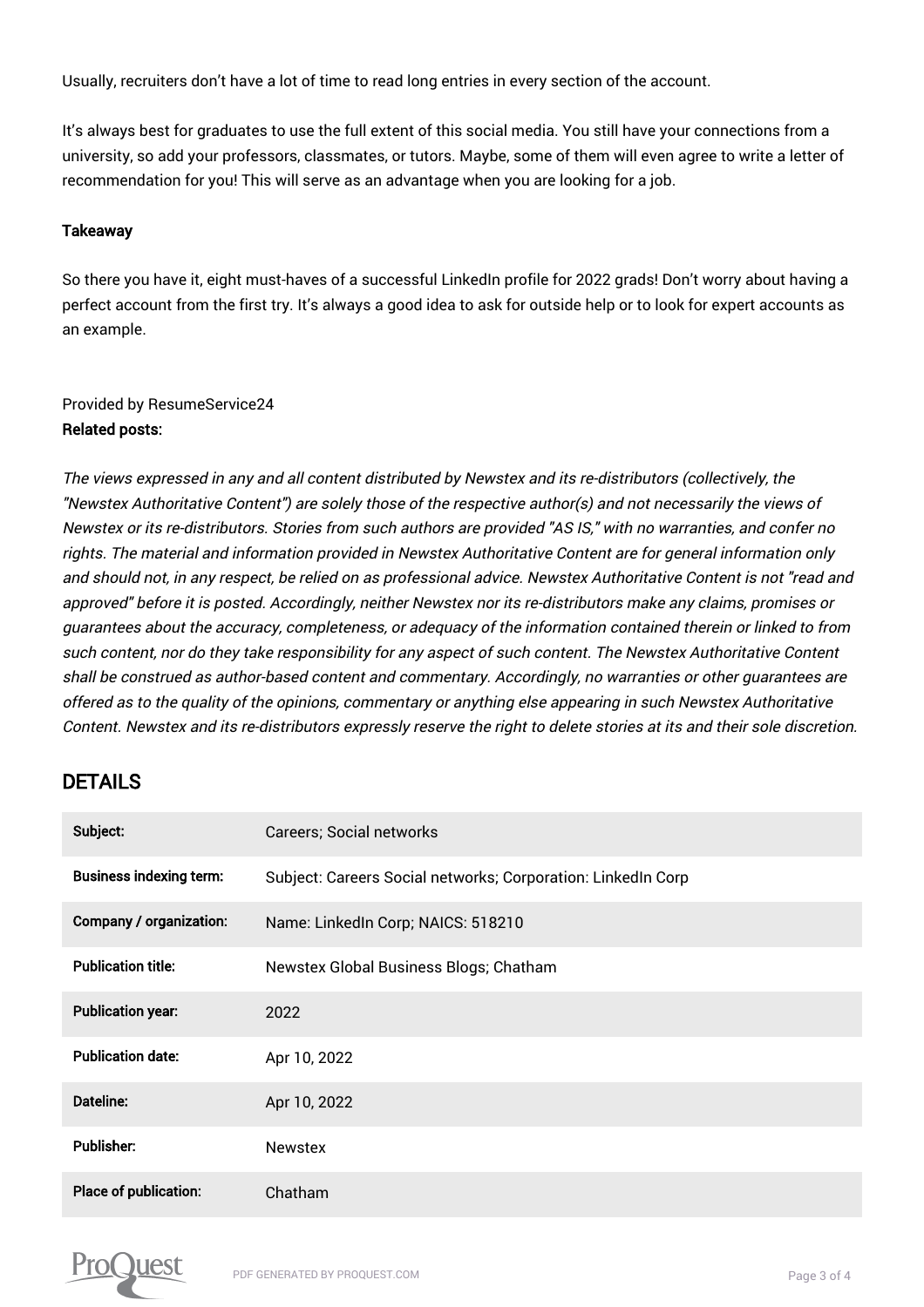Usually, recruiters don't have a lot of time to read long entries in every section of the account.

It's always best for graduates to use the full extent of this social media. You still have your connections from a university, so add your professors, classmates, or tutors. Maybe, some of them will even agree to write a letter of recommendation for you! This will serve as an advantage when you are looking for a job.

**Takeaway**

So there you have it, eight must-haves of a successful LinkedIn profile for 2022 grads! Don't worry about having a perfect account from the first try. It's always a good idea to ask for outside help or to look for expert accounts as an example.

Provided by ResumeService24

**Related posts:**

*The views expressed in any and all content distributed by Newstex and its re-distributors (collectively, the "Newstex Authoritative Content") are solely those of the respective author(s) and not necessarily the views of Newstex or its re-distributors. Stories from such authors are provided "AS IS," with no warranties, and confer no rights. The material and information provided in Newstex Authoritative Content are for general information only and should not, in any respect, be relied on as professional advice. Newstex Authoritative Content is not "read and approved" before it is posted. Accordingly, neither Newstex nor its re-distributors make any claims, promises or guarantees about the accuracy, completeness, or adequacy of the information contained therein or linked to from such content, nor do they take responsibility for any aspect of such content. The Newstex Authoritative Content shall be construed as author-based content and commentary. Accordingly, no warranties or other guarantees are offered as to the quality of the opinions, commentary or anything else appearing in such Newstex Authoritative Content. Newstex and its re-distributors expressly reserve the right to delete stories at its and their sole discretion.*

## DETAILS

| | |
|---|---|
| **Subject:** | Careers; Social networks |
| **Business indexing term:** | Subject: Careers Social networks; Corporation: LinkedIn Corp |
| **Company / organization:** | Name: LinkedIn Corp; NAICS: 518210 |
| **Publication title:** | Newstex Global Business Blogs; Chatham |
| **Publication year:** | 2022 |
| **Publication date:** | Apr 10, 2022 |
| **Dateline:** | Apr 10, 2022 |
| **Publisher:** | Newstex |
| **Place of publication:** | Chatham |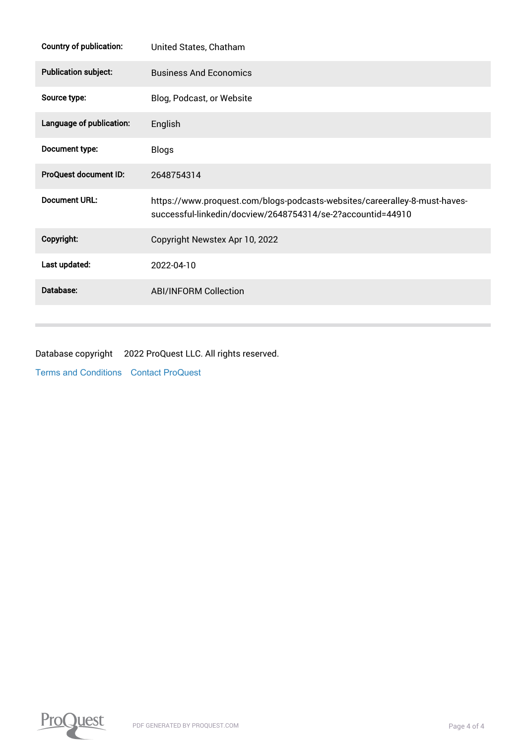| | |
|---|---|
| **Country of publication:** | United States, Chatham |
| **Publication subject:** | Business And Economics |
| **Source type:** | Blog, Podcast, or Website |
| **Language of publication:** | English |
| **Document type:** | Blogs |
| **ProQuest document ID:** | 2648754314 |
| **Document URL:** | https://www.proquest.com/blogs-podcasts-websites/careeralley-8-must-haves-successful-linkedin/docview/2648754314/se-2?accountid=44910 |
| **Copyright:** | Copyright Newstex Apr 10, 2022 |
| **Last updated:** | 2022-04-10 |
| **Database:** | ABI/INFORM Collection |

Database copyright 2022 ProQuest LLC. All rights reserved.

Terms and Conditions Contact ProQuest